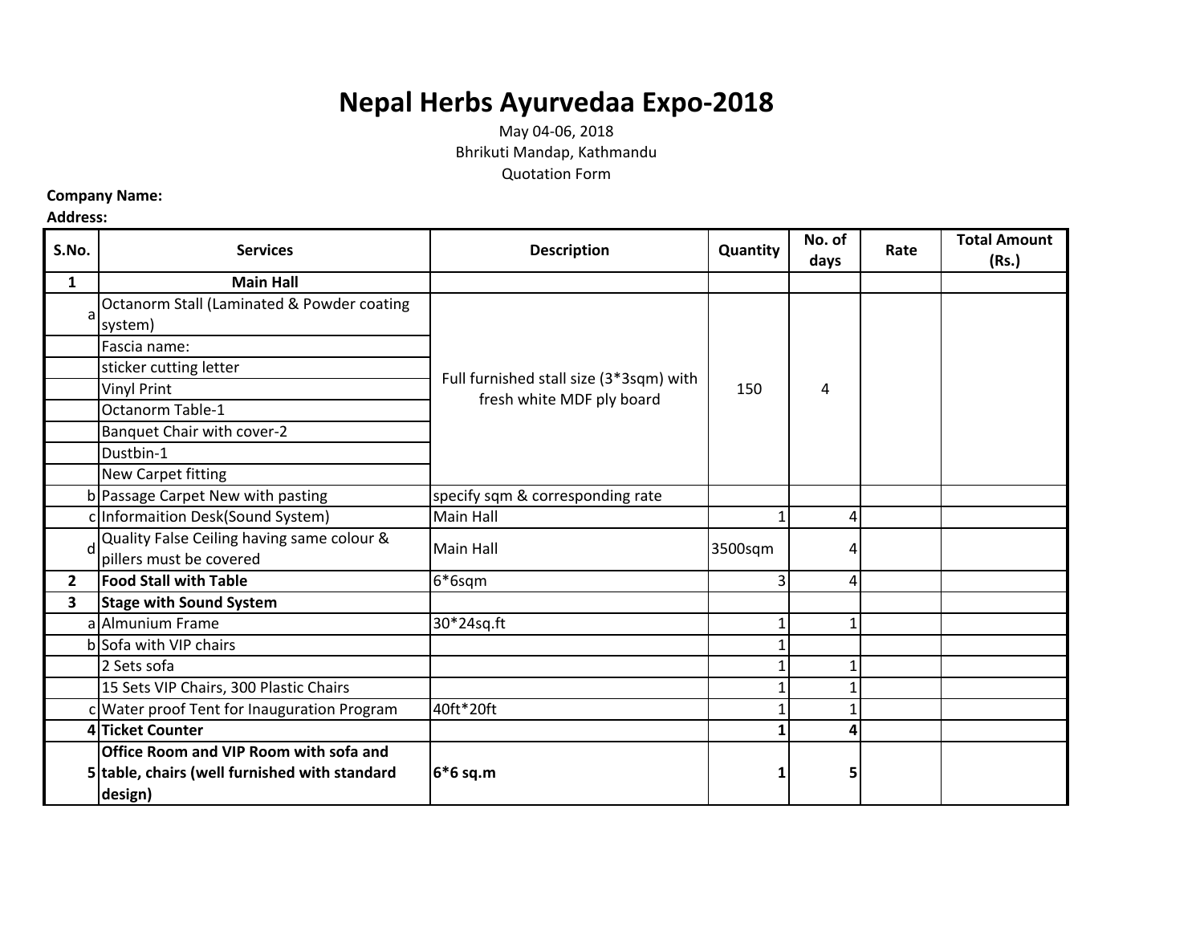# Nepal Herbs Ayurvedaa Expo-2018

May 04-06, 2018

Bhrikuti Mandap, Kathmandu

Quotation Form

**Company Name:**

**Address:**

| S.No. | Services | Description | Quantity | No. of days | Rate | Total Amount (Rs.) |
|---|---|---|---|---|---|---|
| **1** | **Main Hall** | | | | | |
| a | Octanorm Stall (Laminated & Powder coating system) | Full furnished stall size (3*3sqm) with fresh white MDF ply board | 150 | 4 | | |
| | Fascia name: | | | | | |
| | sticker cutting letter | | | | | |
| | Vinyl Print | | | | | |
| | Octanorm Table-1 | | | | | |
| | Banquet Chair with cover-2 | | | | | |
| | Dustbin-1 | | | | | |
| | New Carpet fitting | | | | | |
| b | Passage Carpet New with pasting | specify sqm & corresponding rate | | | | |
| c | Informaition Desk(Sound System) | Main Hall | 1 | 4 | | |
| d | Quality False Ceiling having same colour & pillers must be covered | Main Hall | 3500sqm | 4 | | |
| **2** | **Food Stall with Table** | 6*6sqm | 3 | 4 | | |
| **3** | **Stage with Sound System** | | | | | |
| a | Almunium Frame | 30*24sq.ft | 1 | 1 | | |
| b | Sofa with VIP chairs | | 1 | | | |
| | 2 Sets sofa | | 1 | 1 | | |
| | 15 Sets VIP Chairs, 300 Plastic Chairs | | 1 | 1 | | |
| c | Water proof Tent for Inauguration Program | 40ft*20ft | 1 | 1 | | |
| **4** | **Ticket Counter** | | **1** | **4** | | |
| **5** | **Office Room and VIP Room with sofa and table, chairs (well furnished with standard design)** | **6*6 sq.m** | **1** | **5** | | |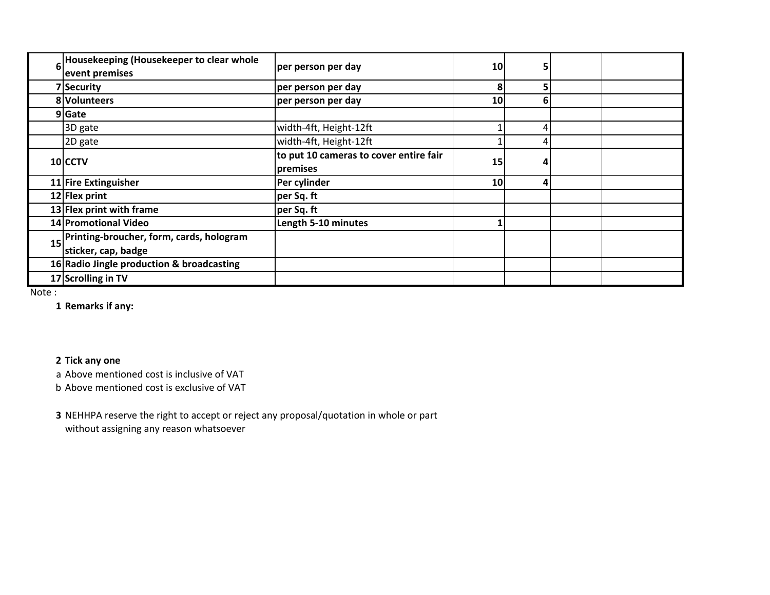| | | | | | | |
|---|---|---|---|---|---|---|
| 6 | **Housekeeping (Housekeeper to clear whole event premises** | **per person per day** | **10** | **5** | | |
| 7 | **Security** | **per person per day** | **8** | **5** | | |
| 8 | **Volunteers** | **per person per day** | **10** | **6** | | |
| 9 | **Gate** | | | | | |
| | 3D gate | width-4ft, Height-12ft | 1 | 4 | | |
| | 2D gate | width-4ft, Height-12ft | 1 | 4 | | |
| 10 | **CCTV** | **to put 10 cameras to cover entire fair premises** | **15** | **4** | | |
| 11 | **Fire Extinguisher** | **Per cylinder** | **10** | **4** | | |
| 12 | **Flex print** | **per Sq. ft** | | | | |
| 13 | **Flex print with frame** | **per Sq. ft** | | | | |
| 14 | **Promotional Video** | **Length 5-10 minutes** | **1** | | | |
| 15 | **Printing-broucher, form, cards, hologram sticker, cap, badge** | | | | | |
| 16 | **Radio Jingle production & broadcasting** | | | | | |
| 17 | **Scrolling in TV** | | | | | |

Note :

**1 Remarks if any:**

**2 Tick any one**

a Above mentioned cost is inclusive of VAT

b Above mentioned cost is exclusive of VAT

**3** NEHHPA reserve the right to accept or reject any proposal/quotation in whole or part without assigning any reason whatsoever